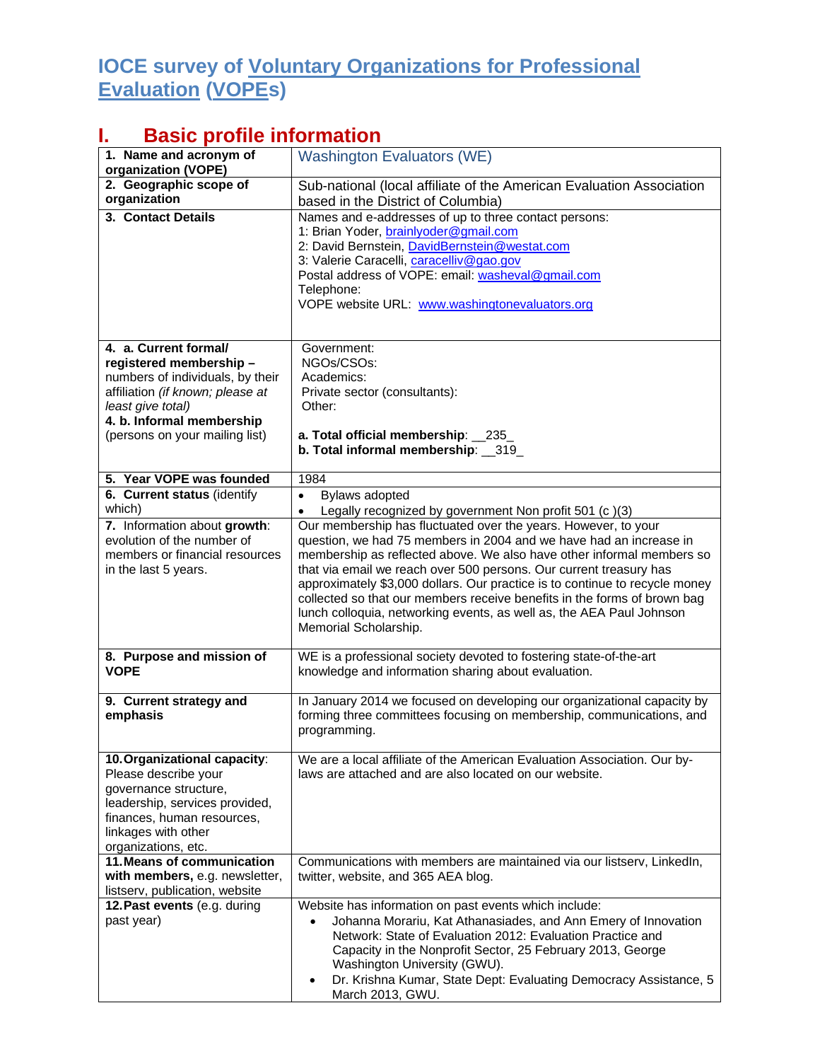# IOCE survey of Voluntary Organizations for Professional Evaluation (VOPEs)

## I. Basic profile information

| | |
|---|---|
| **1. Name and acronym of organization (VOPE)** | Washington Evaluators (WE) |
| **2. Geographic scope of organization** | Sub-national (local affiliate of the American Evaluation Association based in the District of Columbia) |
| **3. Contact Details** | Names and e-addresses of up to three contact persons:<br>1: Brian Yoder, brainlyoder@gmail.com<br>2: David Bernstein, DavidBernstein@westat.com<br>3: Valerie Caracelli, caracelliv@gao.gov<br>Postal address of VOPE: email: washeval@gmail.com<br>Telephone:<br>VOPE website URL: www.washingtonevaluators.org |
| **4. a. Current formal/ registered membership –** numbers of individuals, by their affiliation *(if known; please at least give total)*<br>**4. b. Informal membership** (persons on your mailing list) | Government:<br>NGOs/CSOs:<br>Academics:<br>Private sector (consultants):<br>Other:<br><br>**a. Total official membership**: __235_<br>**b. Total informal membership**: __319_ |
| **5. Year VOPE was founded** | 1984 |
| **6. Current status** (identify which) | • Bylaws adopted<br>• Legally recognized by government Non profit 501 (c )(3) |
| **7.** Information about **growth**: evolution of the number of members or financial resources in the last 5 years. | Our membership has fluctuated over the years. However, to your question, we had 75 members in 2004 and we have had an increase in membership as reflected above. We also have other informal members so that via email we reach over 500 persons. Our current treasury has approximately $3,000 dollars. Our practice is to continue to recycle money collected so that our members receive benefits in the forms of brown bag lunch colloquia, networking events, as well as, the AEA Paul Johnson Memorial Scholarship. |
| **8. Purpose and mission of VOPE** | WE is a professional society devoted to fostering state-of-the-art knowledge and information sharing about evaluation. |
| **9. Current strategy and emphasis** | In January 2014 we focused on developing our organizational capacity by forming three committees focusing on membership, communications, and programming. |
| **10. Organizational capacity**: Please describe your governance structure, leadership, services provided, finances, human resources, linkages with other organizations, etc. | We are a local affiliate of the American Evaluation Association. Our by-laws are attached and are also located on our website. |
| **11. Means of communication with members,** e.g. newsletter, listserv, publication, website | Communications with members are maintained via our listserv, LinkedIn, twitter, website, and 365 AEA blog. |
| **12. Past events** (e.g. during past year) | Website has information on past events which include:<br>• Johanna Morariu, Kat Athanasiades, and Ann Emery of Innovation Network: State of Evaluation 2012: Evaluation Practice and Capacity in the Nonprofit Sector, 25 February 2013, George Washington University (GWU).<br>• Dr. Krishna Kumar, State Dept: Evaluating Democracy Assistance, 5 March 2013, GWU. |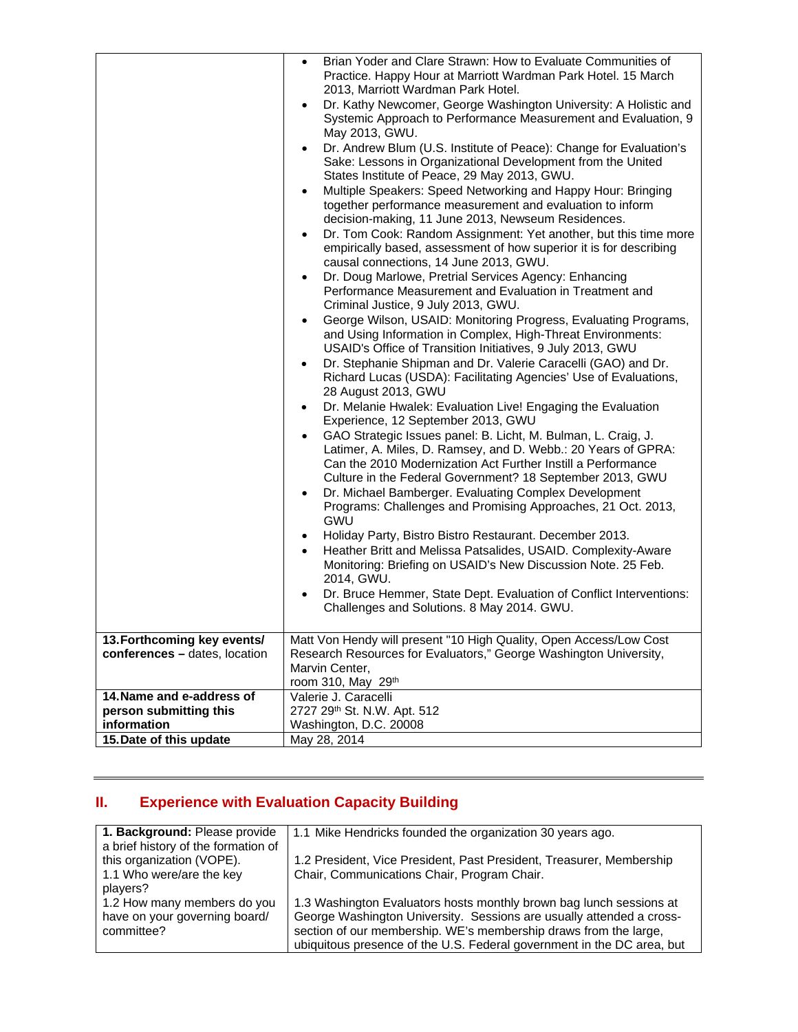| | |
|---|---|
| | • Brian Yoder and Clare Strawn: How to Evaluate Communities of Practice. Happy Hour at Marriott Wardman Park Hotel. 15 March 2013, Marriott Wardman Park Hotel.<br>• Dr. Kathy Newcomer, George Washington University: A Holistic and Systemic Approach to Performance Measurement and Evaluation, 9 May 2013, GWU.<br>• Dr. Andrew Blum (U.S. Institute of Peace): Change for Evaluation's Sake: Lessons in Organizational Development from the United States Institute of Peace, 29 May 2013, GWU.<br>• Multiple Speakers: Speed Networking and Happy Hour: Bringing together performance measurement and evaluation to inform decision-making, 11 June 2013, Newseum Residences.<br>• Dr. Tom Cook: Random Assignment: Yet another, but this time more empirically based, assessment of how superior it is for describing causal connections, 14 June 2013, GWU.<br>• Dr. Doug Marlowe, Pretrial Services Agency: Enhancing Performance Measurement and Evaluation in Treatment and Criminal Justice, 9 July 2013, GWU.<br>• George Wilson, USAID: Monitoring Progress, Evaluating Programs, and Using Information in Complex, High-Threat Environments: USAID's Office of Transition Initiatives, 9 July 2013, GWU<br>• Dr. Stephanie Shipman and Dr. Valerie Caracelli (GAO) and Dr. Richard Lucas (USDA): Facilitating Agencies' Use of Evaluations, 28 August 2013, GWU<br>• Dr. Melanie Hwalek: Evaluation Live! Engaging the Evaluation Experience, 12 September 2013, GWU<br>• GAO Strategic Issues panel: B. Licht, M. Bulman, L. Craig, J. Latimer, A. Miles, D. Ramsey, and D. Webb.: 20 Years of GPRA: Can the 2010 Modernization Act Further Instill a Performance Culture in the Federal Government? 18 September 2013, GWU<br>• Dr. Michael Bamberger. Evaluating Complex Development Programs: Challenges and Promising Approaches, 21 Oct. 2013, GWU<br>• Holiday Party, Bistro Bistro Restaurant. December 2013.<br>• Heather Britt and Melissa Patsalides, USAID. Complexity-Aware Monitoring: Briefing on USAID's New Discussion Note. 25 Feb. 2014, GWU.<br>• Dr. Bruce Hemmer, State Dept. Evaluation of Conflict Interventions: Challenges and Solutions. 8 May 2014. GWU. |
| **13. Forthcoming key events/ conferences –** dates, location | Matt Von Hendy will present "10 High Quality, Open Access/Low Cost Research Resources for Evaluators," George Washington University, Marvin Center, room 310, May 29th |
| **14. Name and e-address of person submitting this information** | Valerie J. Caracelli<br>2727 29th St. N.W. Apt. 512<br>Washington, D.C. 20008 |
| **15. Date of this update** | May 28, 2014 |

---

## II. Experience with Evaluation Capacity Building

| | |
|---|---|
| **1. Background:** Please provide a brief history of the formation of this organization (VOPE).<br>1.1 Who were/are the key players?<br>1.2 How many members do you have on your governing board/ committee? | 1.1 Mike Hendricks founded the organization 30 years ago.<br><br>1.2 President, Vice President, Past President, Treasurer, Membership Chair, Communications Chair, Program Chair.<br><br>1.3 Washington Evaluators hosts monthly brown bag lunch sessions at George Washington University. Sessions are usually attended a cross-section of our membership. WE's membership draws from the large, ubiquitous presence of the U.S. Federal government in the DC area, but |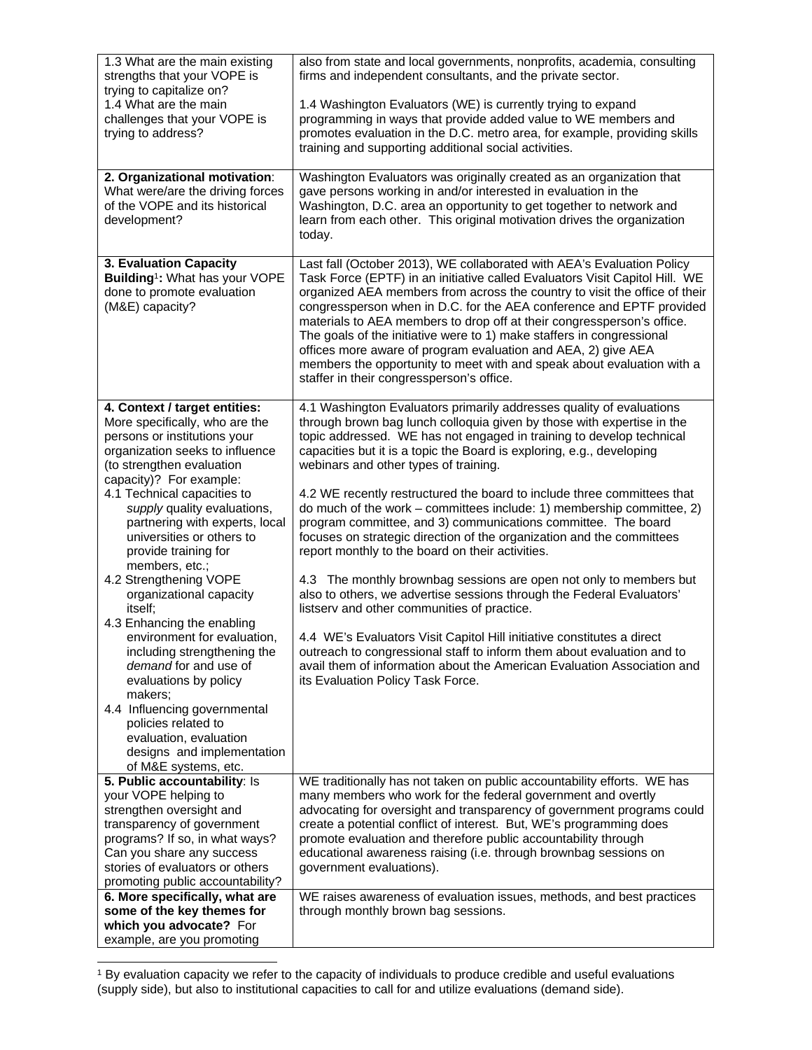| | |
|---|---|
| 1.3 What are the main existing strengths that your VOPE is trying to capitalize on?<br>1.4 What are the main challenges that your VOPE is trying to address? | also from state and local governments, nonprofits, academia, consulting firms and independent consultants, and the private sector.<br><br>1.4 Washington Evaluators (WE) is currently trying to expand programming in ways that provide added value to WE members and promotes evaluation in the D.C. metro area, for example, providing skills training and supporting additional social activities. |
| **2. Organizational motivation**: What were/are the driving forces of the VOPE and its historical development? | Washington Evaluators was originally created as an organization that gave persons working in and/or interested in evaluation in the Washington, D.C. area an opportunity to get together to network and learn from each other. This original motivation drives the organization today. |
| **3. Evaluation Capacity Building[1]:** What has your VOPE done to promote evaluation (M&E) capacity? | Last fall (October 2013), WE collaborated with AEA's Evaluation Policy Task Force (EPTF) in an initiative called Evaluators Visit Capitol Hill. WE organized AEA members from across the country to visit the office of their congressperson when in D.C. for the AEA conference and EPTF provided materials to AEA members to drop off at their congressperson's office. The goals of the initiative were to 1) make staffers in congressional offices more aware of program evaluation and AEA, 2) give AEA members the opportunity to meet with and speak about evaluation with a staffer in their congressperson's office. |
| **4. Context / target entities:** More specifically, who are the persons or institutions your organization seeks to influence (to strengthen evaluation capacity)? For example:<br>4.1 Technical capacities to *supply* quality evaluations, partnering with experts, local universities or others to provide training for members, etc.;<br>4.2 Strengthening VOPE organizational capacity itself;<br>4.3 Enhancing the enabling environment for evaluation, including strengthening the *demand* for and use of evaluations by policy makers;<br>4.4 Influencing governmental policies related to evaluation, evaluation designs and implementation of M&E systems, etc. | 4.1 Washington Evaluators primarily addresses quality of evaluations through brown bag lunch colloquia given by those with expertise in the topic addressed. WE has not engaged in training to develop technical capacities but it is a topic the Board is exploring, e.g., developing webinars and other types of training.<br><br>4.2 WE recently restructured the board to include three committees that do much of the work – committees include: 1) membership committee, 2) program committee, and 3) communications committee. The board focuses on strategic direction of the organization and the committees report monthly to the board on their activities.<br><br>4.3 The monthly brownbag sessions are open not only to members but also to others, we advertise sessions through the Federal Evaluators' listserv and other communities of practice.<br><br>4.4 WE's Evaluators Visit Capitol Hill initiative constitutes a direct outreach to congressional staff to inform them about evaluation and to avail them of information about the American Evaluation Association and its Evaluation Policy Task Force. |
| **5. Public accountability**: Is your VOPE helping to strengthen oversight and transparency of government programs? If so, in what ways? Can you share any success stories of evaluators or others promoting public accountability? | WE traditionally has not taken on public accountability efforts. WE has many members who work for the federal government and overtly advocating for oversight and transparency of government programs could create a potential conflict of interest. But, WE's programming does promote evaluation and therefore public accountability through educational awareness raising (i.e. through brownbag sessions on government evaluations). |
| **6. More specifically, what are some of the key themes for which you advocate?** For example, are you promoting | WE raises awareness of evaluation issues, methods, and best practices through monthly brown bag sessions. |

[1] By evaluation capacity we refer to the capacity of individuals to produce credible and useful evaluations (supply side), but also to institutional capacities to call for and utilize evaluations (demand side).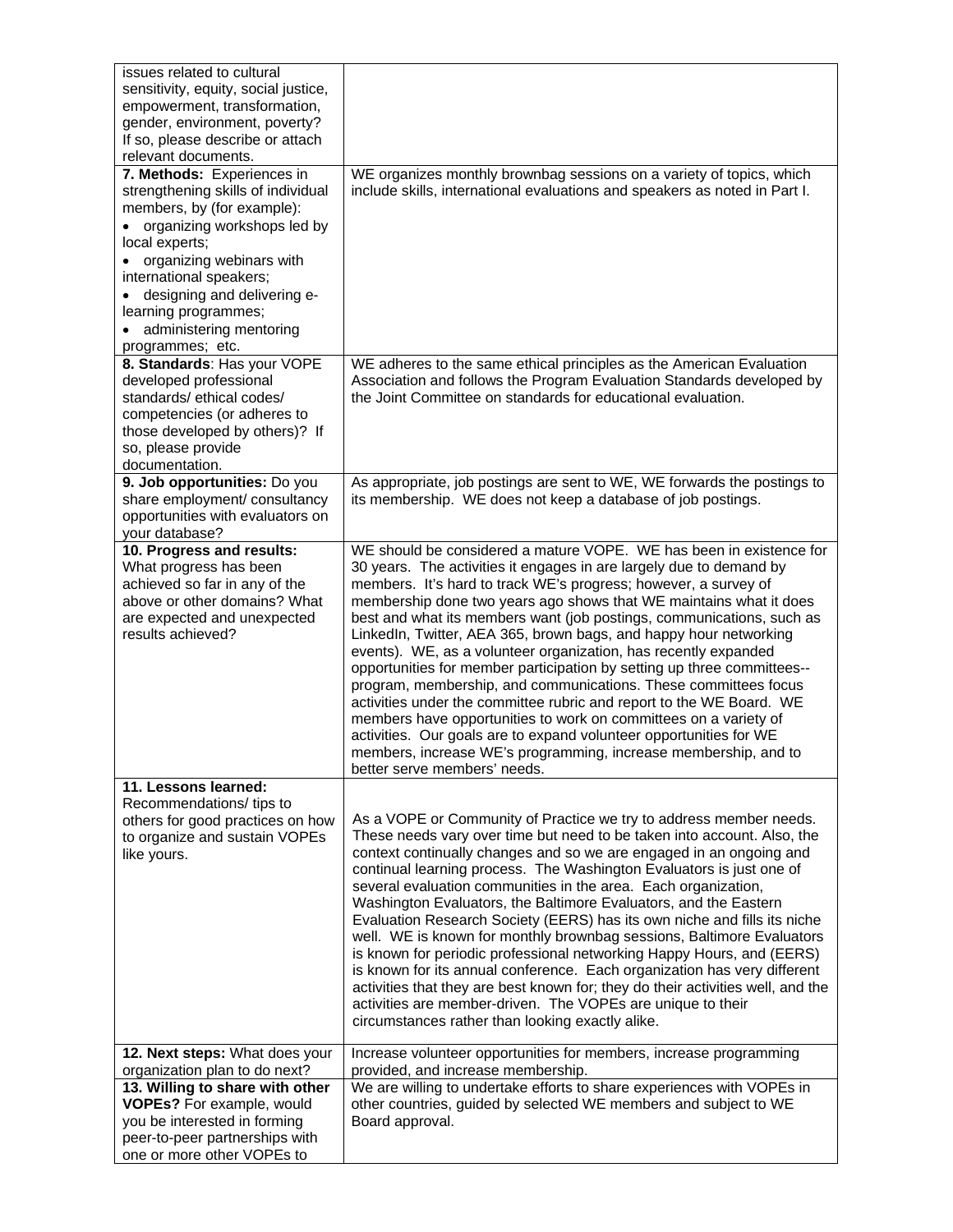| | |
|---|---|
| issues related to cultural sensitivity, equity, social justice, empowerment, transformation, gender, environment, poverty? If so, please describe or attach relevant documents. | |
| **7. Methods:** Experiences in strengthening skills of individual members, by (for example): <br>• organizing workshops led by local experts; <br>• organizing webinars with international speakers; <br>• designing and delivering e-learning programmes; <br>• administering mentoring programmes; etc. | WE organizes monthly brownbag sessions on a variety of topics, which include skills, international evaluations and speakers as noted in Part I. |
| **8. Standards**: Has your VOPE developed professional standards/ ethical codes/ competencies (or adheres to those developed by others)? If so, please provide documentation. | WE adheres to the same ethical principles as the American Evaluation Association and follows the Program Evaluation Standards developed by the Joint Committee on standards for educational evaluation. |
| **9. Job opportunities:** Do you share employment/ consultancy opportunities with evaluators on your database? | As appropriate, job postings are sent to WE, WE forwards the postings to its membership. WE does not keep a database of job postings. |
| **10. Progress and results:** What progress has been achieved so far in any of the above or other domains? What are expected and unexpected results achieved? | WE should be considered a mature VOPE. WE has been in existence for 30 years. The activities it engages in are largely due to demand by members. It's hard to track WE's progress; however, a survey of membership done two years ago shows that WE maintains what it does best and what its members want (job postings, communications, such as LinkedIn, Twitter, AEA 365, brown bags, and happy hour networking events). WE, as a volunteer organization, has recently expanded opportunities for member participation by setting up three committees--program, membership, and communications. These committees focus activities under the committee rubric and report to the WE Board. WE members have opportunities to work on committees on a variety of activities. Our goals are to expand volunteer opportunities for WE members, increase WE's programming, increase membership, and to better serve members' needs. |
| **11. Lessons learned:** Recommendations/ tips to others for good practices on how to organize and sustain VOPEs like yours. | As a VOPE or Community of Practice we try to address member needs. These needs vary over time but need to be taken into account. Also, the context continually changes and so we are engaged in an ongoing and continual learning process. The Washington Evaluators is just one of several evaluation communities in the area. Each organization, Washington Evaluators, the Baltimore Evaluators, and the Eastern Evaluation Research Society (EERS) has its own niche and fills its niche well. WE is known for monthly brownbag sessions, Baltimore Evaluators is known for periodic professional networking Happy Hours, and (EERS) is known for its annual conference. Each organization has very different activities that they are best known for; they do their activities well, and the activities are member-driven. The VOPEs are unique to their circumstances rather than looking exactly alike. |
| **12. Next steps:** What does your organization plan to do next? | Increase volunteer opportunities for members, increase programming provided, and increase membership. |
| **13. Willing to share with other VOPEs?** For example, would you be interested in forming peer-to-peer partnerships with one or more other VOPEs to | We are willing to undertake efforts to share experiences with VOPEs in other countries, guided by selected WE members and subject to WE Board approval. |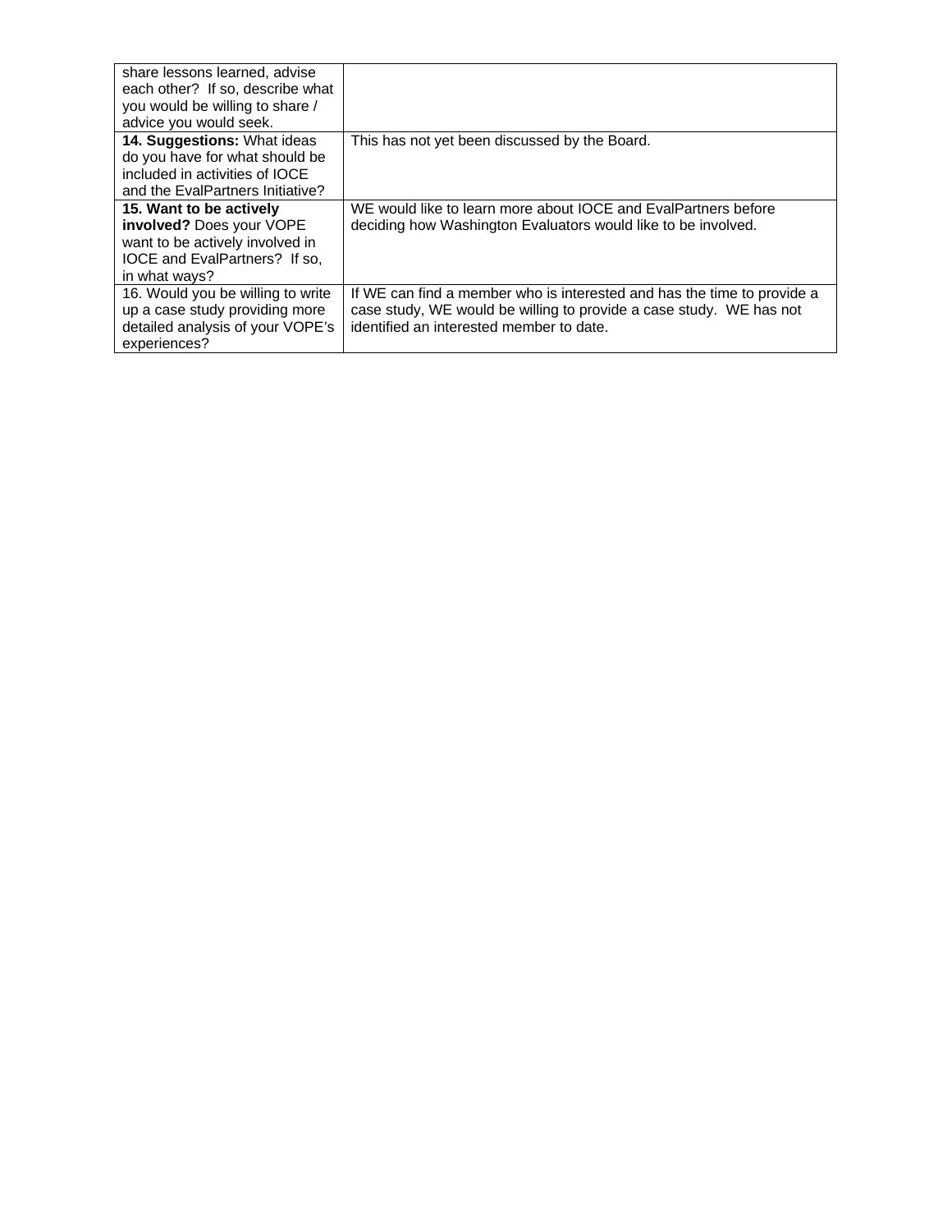| | |
|---|---|
| share lessons learned, advise each other? If so, describe what you would be willing to share / advice you would seek. | |
| **14. Suggestions:** What ideas do you have for what should be included in activities of IOCE and the EvalPartners Initiative? | This has not yet been discussed by the Board. |
| **15. Want to be actively involved?** Does your VOPE want to be actively involved in IOCE and EvalPartners? If so, in what ways? | WE would like to learn more about IOCE and EvalPartners before deciding how Washington Evaluators would like to be involved. |
| 16. Would you be willing to write up a case study providing more detailed analysis of your VOPE's experiences? | If WE can find a member who is interested and has the time to provide a case study, WE would be willing to provide a case study. WE has not identified an interested member to date. |